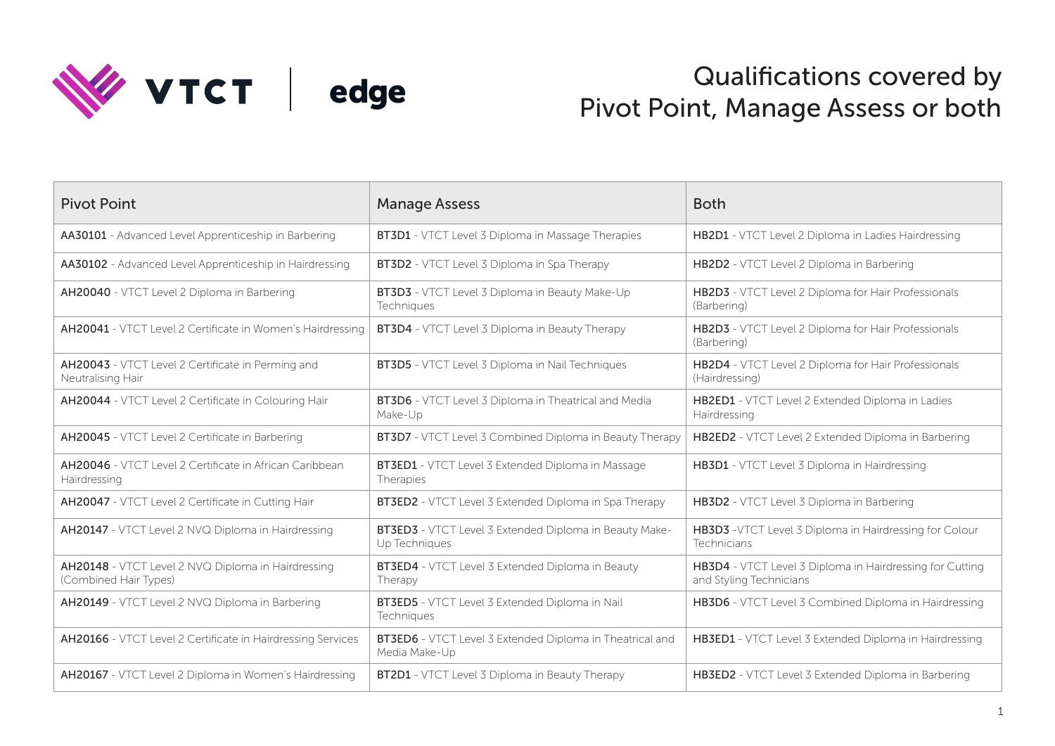# Qualifications covered by Pivot Point, Manage Assess or both

| Pivot Point | Manage Assess | Both |
| --- | --- | --- |
| **AA30101** - Advanced Level Apprenticeship in Barbering | **BT3D1** - VTCT Level 3 Diploma in Massage Therapies | **HB2D1** - VTCT Level 2 Diploma in Ladies Hairdressing |
| **AA30102** - Advanced Level Apprenticeship in Hairdressing | **BT3D2** - VTCT Level 3 Diploma in Spa Therapy | **HB2D2** - VTCT Level 2 Diploma in Barbering |
| **AH20040** - VTCT Level 2 Diploma in Barbering | **BT3D3** - VTCT Level 3 Diploma in Beauty Make-Up Techniques | **HB2D3** - VTCT Level 2 Diploma for Hair Professionals (Barbering) |
| **AH20041** - VTCT Level 2 Certificate in Women's Hairdressing | **BT3D4** - VTCT Level 3 Diploma in Beauty Therapy | **HB2D3** - VTCT Level 2 Diploma for Hair Professionals (Barbering) |
| **AH20043** - VTCT Level 2 Certificate in Perming and Neutralising Hair | **BT3D5** - VTCT Level 3 Diploma in Nail Techniques | **HB2D4** - VTCT Level 2 Diploma for Hair Professionals (Hairdressing) |
| **AH20044** - VTCT Level 2 Certificate in Colouring Hair | **BT3D6** - VTCT Level 3 Diploma in Theatrical and Media Make-Up | **HB2ED1** - VTCT Level 2 Extended Diploma in Ladies Hairdressing |
| **AH20045** - VTCT Level 2 Certificate in Barbering | **BT3D7** - VTCT Level 3 Combined Diploma in Beauty Therapy | **HB2ED2** - VTCT Level 2 Extended Diploma in Barbering |
| **AH20046** - VTCT Level 2 Certificate in African Caribbean Hairdressing | **BT3ED1** - VTCT Level 3 Extended Diploma in Massage Therapies | **HB3D1** - VTCT Level 3 Diploma in Hairdressing |
| **AH20047** - VTCT Level 2 Certificate in Cutting Hair | **BT3ED2** - VTCT Level 3 Extended Diploma in Spa Therapy | **HB3D2** - VTCT Level 3 Diploma in Barbering |
| **AH20147** - VTCT Level 2 NVQ Diploma in Hairdressing | **BT3ED3** - VTCT Level 3 Extended Diploma in Beauty Make-Up Techniques | **HB3D3** -VTCT Level 3 Diploma in Hairdressing for Colour Technicians |
| **AH20148** - VTCT Level 2 NVQ Diploma in Hairdressing (Combined Hair Types) | **BT3ED4** - VTCT Level 3 Extended Diploma in Beauty Therapy | **HB3D4** - VTCT Level 3 Diploma in Hairdressing for Cutting and Styling Technicians |
| **AH20149** - VTCT Level 2 NVQ Diploma in Barbering | **BT3ED5** - VTCT Level 3 Extended Diploma in Nail Techniques | **HB3D6** - VTCT Level 3 Combined Diploma in Hairdressing |
| **AH20166** - VTCT Level 2 Certificate in Hairdressing Services | **BT3ED6** - VTCT Level 3 Extended Diploma in Theatrical and Media Make-Up | **HB3ED1** - VTCT Level 3 Extended Diploma in Hairdressing |
| **AH20167** - VTCT Level 2 Diploma in Women's Hairdressing | **BT2D1** - VTCT Level 3 Diploma in Beauty Therapy | **HB3ED2** - VTCT Level 3 Extended Diploma in Barbering |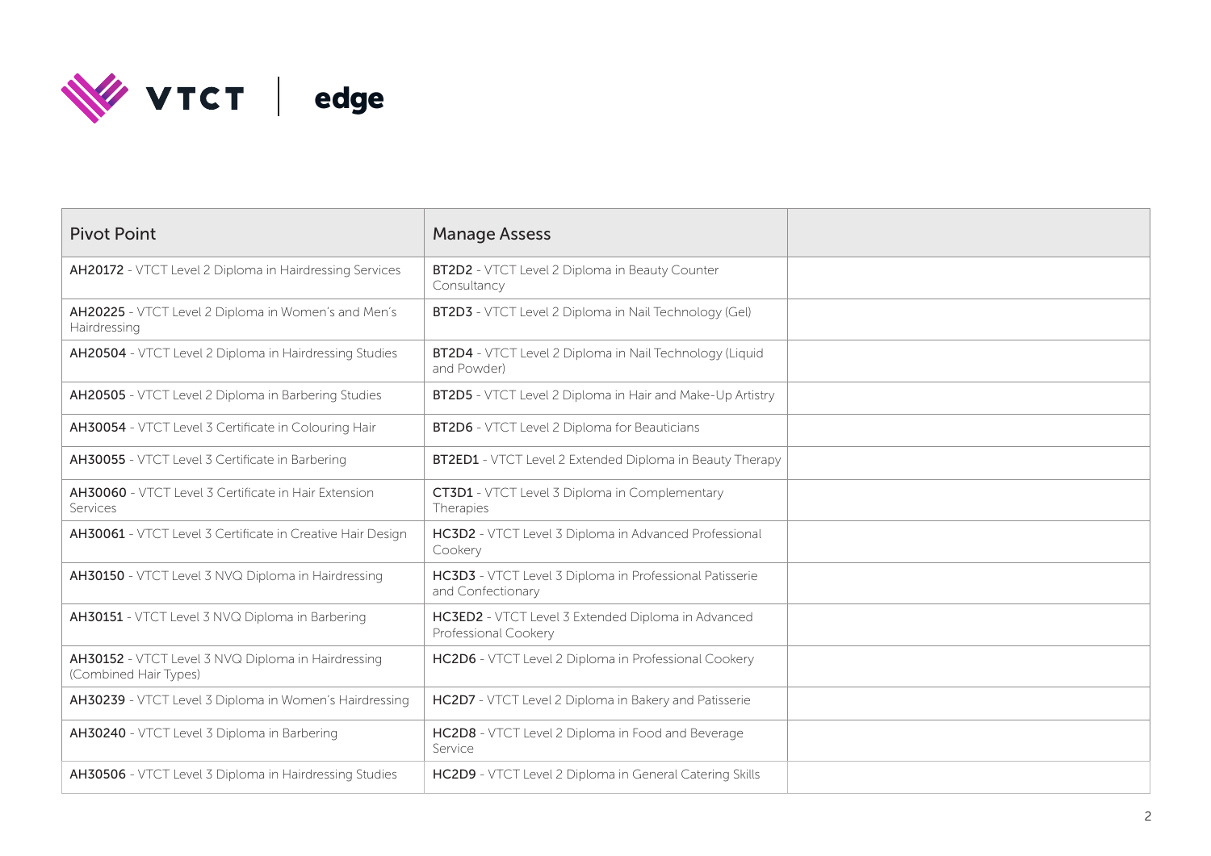| Pivot Point | Manage Assess | |
|---|---|---|
| **AH20172** - VTCT Level 2 Diploma in Hairdressing Services | **BT2D2** - VTCT Level 2 Diploma in Beauty Counter Consultancy | |
| **AH20225** - VTCT Level 2 Diploma in Women's and Men's Hairdressing | **BT2D3** - VTCT Level 2 Diploma in Nail Technology (Gel) | |
| **AH20504** - VTCT Level 2 Diploma in Hairdressing Studies | **BT2D4** - VTCT Level 2 Diploma in Nail Technology (Liquid and Powder) | |
| **AH20505** - VTCT Level 2 Diploma in Barbering Studies | **BT2D5** - VTCT Level 2 Diploma in Hair and Make-Up Artistry | |
| **AH30054** - VTCT Level 3 Certificate in Colouring Hair | **BT2D6** - VTCT Level 2 Diploma for Beauticians | |
| **AH30055** - VTCT Level 3 Certificate in Barbering | **BT2ED1** - VTCT Level 2 Extended Diploma in Beauty Therapy | |
| **AH30060** - VTCT Level 3 Certificate in Hair Extension Services | **CT3D1** - VTCT Level 3 Diploma in Complementary Therapies | |
| **AH30061** - VTCT Level 3 Certificate in Creative Hair Design | **HC3D2** - VTCT Level 3 Diploma in Advanced Professional Cookery | |
| **AH30150** - VTCT Level 3 NVQ Diploma in Hairdressing | **HC3D3** - VTCT Level 3 Diploma in Professional Patisserie and Confectionary | |
| **AH30151** - VTCT Level 3 NVQ Diploma in Barbering | **HC3ED2** - VTCT Level 3 Extended Diploma in Advanced Professional Cookery | |
| **AH30152** - VTCT Level 3 NVQ Diploma in Hairdressing (Combined Hair Types) | **HC2D6** - VTCT Level 2 Diploma in Professional Cookery | |
| **AH30239** - VTCT Level 3 Diploma in Women's Hairdressing | **HC2D7** - VTCT Level 2 Diploma in Bakery and Patisserie | |
| **AH30240** - VTCT Level 3 Diploma in Barbering | **HC2D8** - VTCT Level 2 Diploma in Food and Beverage Service | |
| **AH30506** - VTCT Level 3 Diploma in Hairdressing Studies | **HC2D9** - VTCT Level 2 Diploma in General Catering Skills | |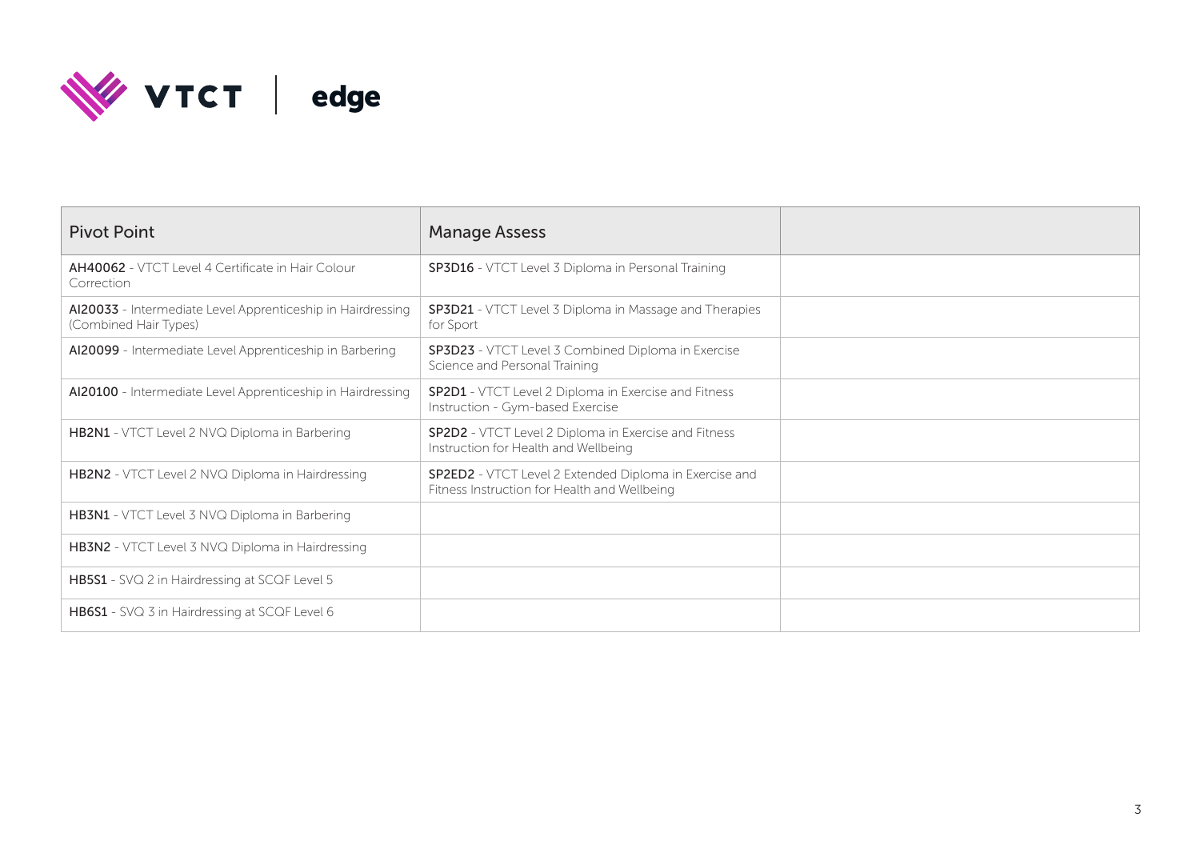| Pivot Point | Manage Assess | |
|---|---|---|
| **AH40062** - VTCT Level 4 Certificate in Hair Colour Correction | **SP3D16** - VTCT Level 3 Diploma in Personal Training | |
| **AI20033** - Intermediate Level Apprenticeship in Hairdressing (Combined Hair Types) | **SP3D21** - VTCT Level 3 Diploma in Massage and Therapies for Sport | |
| **AI20099** - Intermediate Level Apprenticeship in Barbering | **SP3D23** - VTCT Level 3 Combined Diploma in Exercise Science and Personal Training | |
| **AI20100** - Intermediate Level Apprenticeship in Hairdressing | **SP2D1** - VTCT Level 2 Diploma in Exercise and Fitness Instruction - Gym-based Exercise | |
| **HB2N1** - VTCT Level 2 NVQ Diploma in Barbering | **SP2D2** - VTCT Level 2 Diploma in Exercise and Fitness Instruction for Health and Wellbeing | |
| **HB2N2** - VTCT Level 2 NVQ Diploma in Hairdressing | **SP2ED2** - VTCT Level 2 Extended Diploma in Exercise and Fitness Instruction for Health and Wellbeing | |
| **HB3N1** - VTCT Level 3 NVQ Diploma in Barbering | | |
| **HB3N2** - VTCT Level 3 NVQ Diploma in Hairdressing | | |
| **HB5S1** - SVQ 2 in Hairdressing at SCQF Level 5 | | |
| **HB6S1** - SVQ 3 in Hairdressing at SCQF Level 6 | | |